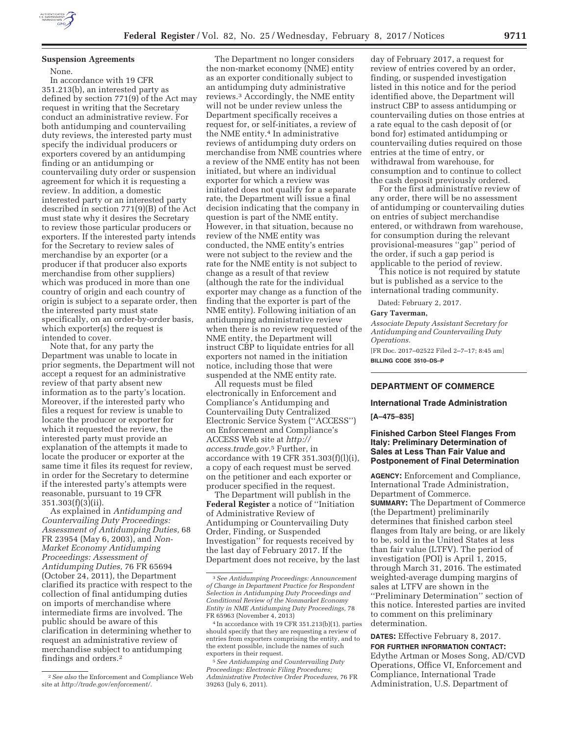**Suspension Agreements**

None.

In accordance with 19 CFR 351.213(b), an interested party as defined by section 771(9) of the Act may request in writing that the Secretary conduct an administrative review. For both antidumping and countervailing duty reviews, the interested party must specify the individual producers or exporters covered by an antidumping finding or an antidumping or countervailing duty order or suspension agreement for which it is requesting a review. In addition, a domestic interested party or an interested party described in section 771(9)(B) of the Act must state why it desires the Secretary to review those particular producers or exporters. If the interested party intends for the Secretary to review sales of merchandise by an exporter (or a producer if that producer also exports merchandise from other suppliers) which was produced in more than one country of origin and each country of origin is subject to a separate order, then the interested party must state specifically, on an order-by-order basis, which exporter(s) the request is intended to cover.

Note that, for any party the Department was unable to locate in prior segments, the Department will not accept a request for an administrative review of that party absent new information as to the party's location. Moreover, if the interested party who files a request for review is unable to locate the producer or exporter for which it requested the review, the interested party must provide an explanation of the attempts it made to locate the producer or exporter at the same time it files its request for review, in order for the Secretary to determine if the interested party's attempts were reasonable, pursuant to 19 CFR 351.303(f)(3)(ii).

As explained in *Antidumping and Countervailing Duty Proceedings: Assessment of Antidumping Duties,* 68 FR 23954 (May 6, 2003), and *Non-Market Economy Antidumping Proceedings: Assessment of Antidumping Duties,* 76 FR 65694 (October 24, 2011), the Department clarified its practice with respect to the collection of final antidumping duties on imports of merchandise where intermediate firms are involved. The public should be aware of this clarification in determining whether to request an administrative review of merchandise subject to antidumping findings and orders.[2]

The Department no longer considers the non-market economy (NME) entity as an exporter conditionally subject to an antidumping duty administrative reviews.[3] Accordingly, the NME entity will not be under review unless the Department specifically receives a request for, or self-initiates, a review of the NME entity.[4] In administrative reviews of antidumping duty orders on merchandise from NME countries where a review of the NME entity has not been initiated, but where an individual exporter for which a review was initiated does not qualify for a separate rate, the Department will issue a final decision indicating that the company in question is part of the NME entity. However, in that situation, because no review of the NME entity was conducted, the NME entity's entries were not subject to the review and the rate for the NME entity is not subject to change as a result of that review (although the rate for the individual exporter may change as a function of the finding that the exporter is part of the NME entity). Following initiation of an antidumping administrative review when there is no review requested of the NME entity, the Department will instruct CBP to liquidate entries for all exporters not named in the initiation notice, including those that were suspended at the NME entity rate.

All requests must be filed electronically in Enforcement and Compliance's Antidumping and Countervailing Duty Centralized Electronic Service System ("ACCESS") on Enforcement and Compliance's ACCESS Web site at *http://access.trade.gov*.[5] Further, in accordance with 19 CFR 351.303(f)(l)(i), a copy of each request must be served on the petitioner and each exporter or producer specified in the request.

The Department will publish in the **Federal Register** a notice of "Initiation of Administrative Review of Antidumping or Countervailing Duty Order, Finding, or Suspended Investigation" for requests received by the last day of February 2017. If the Department does not receive, by the last day of February 2017, a request for review of entries covered by an order, finding, or suspended investigation listed in this notice and for the period identified above, the Department will instruct CBP to assess antidumping or countervailing duties on those entries at a rate equal to the cash deposit of (or bond for) estimated antidumping or countervailing duties required on those entries at the time of entry, or withdrawal from warehouse, for consumption and to continue to collect the cash deposit previously ordered.

For the first administrative review of any order, there will be no assessment of antidumping or countervailing duties on entries of subject merchandise entered, or withdrawn from warehouse, for consumption during the relevant provisional-measures "gap" period of the order, if such a gap period is applicable to the period of review.

This notice is not required by statute but is published as a service to the international trading community.

Dated: February 2, 2017.

**Gary Taverman,**

*Associate Deputy Assistant Secretary for Antidumping and Countervailing Duty Operations.*

[FR Doc. 2017–02522 Filed 2–7–17; 8:45 am]

**BILLING CODE 3510–DS–P**

---

[2] *See also* the Enforcement and Compliance Web site at *http://trade.gov/enforcement/*.

[3] *See Antidumping Proceedings: Announcement of Change in Department Practice for Respondent Selection in Antidumping Duty Proceedings and Conditional Review of the Nonmarket Economy Entity in NME Antidumping Duty Proceedings,* 78 FR 65963 (November 4, 2013)

[4] In accordance with 19 CFR 351.213(b)(1), parties should specify that they are requesting a review of entries from exporters comprising the entity, and to the extent possible, include the names of such exporters in their request.

[5] *See Antidumping and Countervailing Duty Proceedings: Electronic Filing Procedures; Administrative Protective Order Procedures,* 76 FR 39263 (July 6, 2011).

---

## DEPARTMENT OF COMMERCE

### International Trade Administration

**[A–475–835]**

### Finished Carbon Steel Flanges From Italy: Preliminary Determination of Sales at Less Than Fair Value and Postponement of Final Determination

**AGENCY:** Enforcement and Compliance, International Trade Administration, Department of Commerce.

**SUMMARY:** The Department of Commerce (the Department) preliminarily determines that finished carbon steel flanges from Italy are being, or are likely to be, sold in the United States at less than fair value (LTFV). The period of investigation (POI) is April 1, 2015, through March 31, 2016. The estimated weighted-average dumping margins of sales at LTFV are shown in the "Preliminary Determination" section of this notice. Interested parties are invited to comment on this preliminary determination.

**DATES:** Effective February 8, 2017.

**FOR FURTHER INFORMATION CONTACT:** Edythe Artman or Moses Song, AD/CVD Operations, Office VI, Enforcement and Compliance, International Trade Administration, U.S. Department of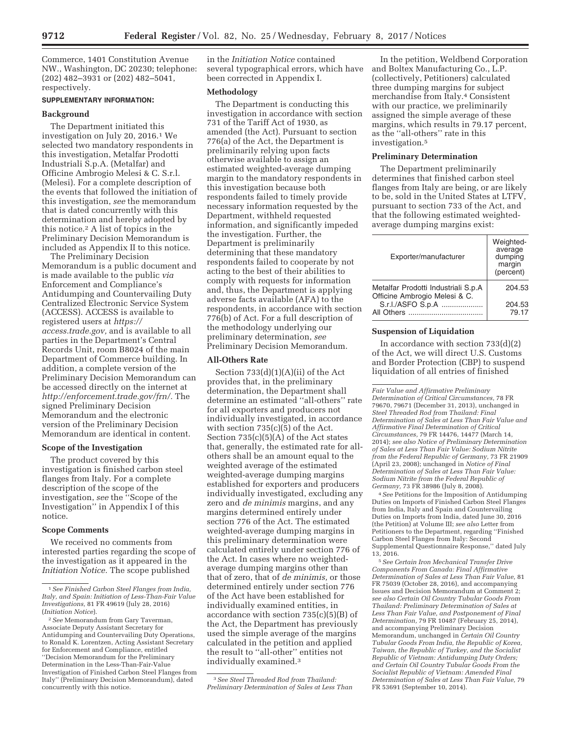Commerce, 1401 Constitution Avenue NW., Washington, DC 20230; telephone: (202) 482–3931 or (202) 482–5041, respectively.

**SUPPLEMENTARY INFORMATION:**

### Background

The Department initiated this investigation on July 20, 2016.[1] We selected two mandatory respondents in this investigation, Metalfar Prodotti Industriali S.p.A. (Metalfar) and Officine Ambrogio Melesi & C. S.r.l. (Melesi). For a complete description of the events that followed the initiation of this investigation, *see* the memorandum that is dated concurrently with this determination and hereby adopted by this notice.[2] A list of topics in the Preliminary Decision Memorandum is included as Appendix II to this notice.

The Preliminary Decision Memorandum is a public document and is made available to the public *via* Enforcement and Compliance's Antidumping and Countervailing Duty Centralized Electronic Service System (ACCESS). ACCESS is available to registered users at *https://access.trade.gov,* and is available to all parties in the Department's Central Records Unit, room B8024 of the main Department of Commerce building. In addition, a complete version of the Preliminary Decision Memorandum can be accessed directly on the internet at *http://enforcement.trade.gov/frn/.* The signed Preliminary Decision Memorandum and the electronic version of the Preliminary Decision Memorandum are identical in content.

### Scope of the Investigation

The product covered by this investigation is finished carbon steel flanges from Italy. For a complete description of the scope of the investigation, *see* the ''Scope of the Investigation'' in Appendix I of this notice.

### Scope Comments

We received no comments from interested parties regarding the scope of the investigation as it appeared in the *Initiation Notice.* The scope published in the *Initiation Notice* contained several typographical errors, which have been corrected in Appendix I.

### Methodology

The Department is conducting this investigation in accordance with section 731 of the Tariff Act of 1930, as amended (the Act). Pursuant to section 776(a) of the Act, the Department is preliminarily relying upon facts otherwise available to assign an estimated weighted-average dumping margin to the mandatory respondents in this investigation because both respondents failed to timely provide necessary information requested by the Department, withheld requested information, and significantly impeded the investigation. Further, the Department is preliminarily determining that these mandatory respondents failed to cooperate by not acting to the best of their abilities to comply with requests for information and, thus, the Department is applying adverse facts available (AFA) to the respondents, in accordance with section 776(b) of Act. For a full description of the methodology underlying our preliminary determination, *see* Preliminary Decision Memorandum.

### All-Others Rate

Section 733(d)(1)(A)(ii) of the Act provides that, in the preliminary determination, the Department shall determine an estimated ''all-others'' rate for all exporters and producers not individually investigated, in accordance with section 735(c)(5) of the Act. Section 735(c)(5)(A) of the Act states that, generally, the estimated rate for all-others shall be an amount equal to the weighted average of the estimated weighted-average dumping margins established for exporters and producers individually investigated, excluding any zero and *de minimis* margins, and any margins determined entirely under section 776 of the Act. The estimated weighted-average dumping margins in this preliminary determination were calculated entirely under section 776 of the Act. In cases where no weighted-average dumping margins other than that of zero, that of *de minimis,* or those determined entirely under section 776 of the Act have been established for individually examined entities, in accordance with section 735(c)(5)(B) of the Act, the Department has previously used the simple average of the margins calculated in the petition and applied the result to ''all-other'' entities not individually examined.[3]

In the petition, Weldbend Corporation and Boltex Manufacturing Co., L.P. (collectively, Petitioners) calculated three dumping margins for subject merchandise from Italy.[4] Consistent with our practice, we preliminarily assigned the simple average of these margins, which results in 79.17 percent, as the ''all-others'' rate in this investigation.[5]

### Preliminary Determination

The Department preliminarily determines that finished carbon steel flanges from Italy are being, or are likely to be, sold in the United States at LTFV, pursuant to section 733 of the Act, and that the following estimated weighted-average dumping margins exist:

| Exporter/manufacturer | Weighted-average dumping margin (percent) |
|---|---|
| Metalfar Prodotti Industriali S.p.A | 204.53 |
| Officine Ambrogio Melesi & C. S.r.l./ASFO S.p.A | 204.53 |
| All Others | 79.17 |

### Suspension of Liquidation

In accordance with section 733(d)(2) of the Act, we will direct U.S. Customs and Border Protection (CBP) to suspend liquidation of all entries of finished

---

[1] *See Finished Carbon Steel Flanges from India, Italy, and Spain: Initiation of Less-Than-Fair Value Investigations,* 81 FR 49619 (July 28, 2016) (*Initiation Notice*).

[2] *See* Memorandum from Gary Taverman, Associate Deputy Assistant Secretary for Antidumping and Countervailing Duty Operations, to Ronald K. Lorentzen, Acting Assistant Secretary for Enforcement and Compliance, entitled ''Decision Memorandum for the Preliminary Determination in the Less-Than-Fair-Value Investigation of Finished Carbon Steel Flanges from Italy'' (Preliminary Decision Memorandum), dated concurrently with this notice.

[3] *See Steel Threaded Rod from Thailand: Preliminary Determination of Sales at Less Than Fair Value and Affirmative Preliminary Determination of Critical Circumstances,* 78 FR 79670, 79671 (December 31, 2013), unchanged in *Steel Threaded Rod from Thailand: Final Determination of Sales at Less Than Fair Value and Affirmative Final Determination of Critical Circumstances,* 79 FR 14476, 14477 (March 14, 2014); *see also Notice of Preliminary Determination of Sales at Less Than Fair Value: Sodium Nitrite from the Federal Republic of Germany,* 73 FR 21909 (April 23, 2008); unchanged in *Notice of Final Determination of Sales at Less Than Fair Value: Sodium Nitrite from the Federal Republic of Germany,* 73 FR 38986 (July 8, 2008).

[4] *See* Petitions for the Imposition of Antidumping Duties on Imports of Finished Carbon Steel Flanges from India, Italy and Spain and Countervailing Duties on Imports from India, dated June 30, 2016 (the Petition) at Volume III; *see also* Letter from Petitioners to the Department, regarding ''Finished Carbon Steel Flanges from Italy: Second Supplemental Questionnaire Response,'' dated July 13, 2016.

[5] *See Certain Iron Mechanical Transfer Drive Components From Canada: Final Affirmative Determination of Sales at Less Than Fair Value,* 81 FR 75039 (October 28, 2016), and accompanying Issues and Decision Memorandum at Comment 2; *see also Certain Oil Country Tubular Goods From Thailand: Preliminary Determination of Sales at Less Than Fair Value, and Postponement of Final Determination,* 79 FR 10487 (February 25, 2014), and accompanying Preliminary Decision Memorandum, unchanged in *Certain Oil Country Tubular Goods From India, the Republic of Korea, Taiwan, the Republic of Turkey, and the Socialist Republic of Vietnam: Antidumping Duty Orders; and Certain Oil Country Tubular Goods From the Socialist Republic of Vietnam: Amended Final Determination of Sales at Less Than Fair Value,* 79 FR 53691 (September 10, 2014).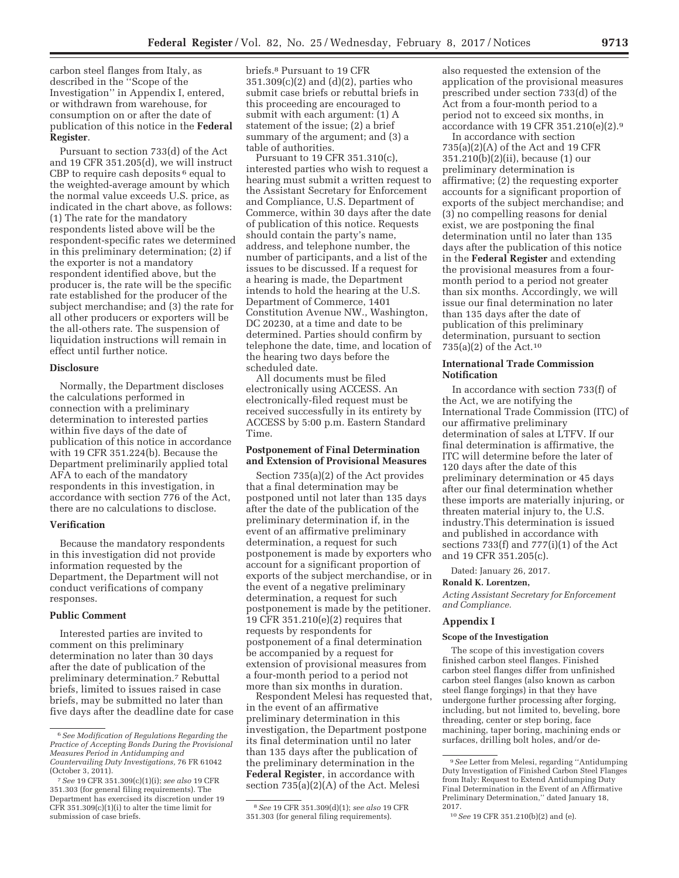carbon steel flanges from Italy, as described in the ''Scope of the Investigation'' in Appendix I, entered, or withdrawn from warehouse, for consumption on or after the date of publication of this notice in the **Federal Register**.

Pursuant to section 733(d) of the Act and 19 CFR 351.205(d), we will instruct CBP to require cash deposits[6] equal to the weighted-average amount by which the normal value exceeds U.S. price, as indicated in the chart above, as follows: (1) The rate for the mandatory respondents listed above will be the respondent-specific rates we determined in this preliminary determination; (2) if the exporter is not a mandatory respondent identified above, but the producer is, the rate will be the specific rate established for the producer of the subject merchandise; and (3) the rate for all other producers or exporters will be the all-others rate. The suspension of liquidation instructions will remain in effect until further notice.

## Disclosure

Normally, the Department discloses the calculations performed in connection with a preliminary determination to interested parties within five days of the date of publication of this notice in accordance with 19 CFR 351.224(b). Because the Department preliminarily applied total AFA to each of the mandatory respondents in this investigation, in accordance with section 776 of the Act, there are no calculations to disclose.

## Verification

Because the mandatory respondents in this investigation did not provide information requested by the Department, the Department will not conduct verifications of company responses.

## Public Comment

Interested parties are invited to comment on this preliminary determination no later than 30 days after the date of publication of the preliminary determination.[7] Rebuttal briefs, limited to issues raised in case briefs, may be submitted no later than five days after the deadline date for case briefs.[8] Pursuant to 19 CFR 351.309(c)(2) and (d)(2), parties who submit case briefs or rebuttal briefs in this proceeding are encouraged to submit with each argument: (1) A statement of the issue; (2) a brief summary of the argument; and (3) a table of authorities.

Pursuant to 19 CFR 351.310(c), interested parties who wish to request a hearing must submit a written request to the Assistant Secretary for Enforcement and Compliance, U.S. Department of Commerce, within 30 days after the date of publication of this notice. Requests should contain the party's name, address, and telephone number, the number of participants, and a list of the issues to be discussed. If a request for a hearing is made, the Department intends to hold the hearing at the U.S. Department of Commerce, 1401 Constitution Avenue NW., Washington, DC 20230, at a time and date to be determined. Parties should confirm by telephone the date, time, and location of the hearing two days before the scheduled date.

All documents must be filed electronically using ACCESS. An electronically-filed request must be received successfully in its entirety by ACCESS by 5:00 p.m. Eastern Standard Time.

## Postponement of Final Determination and Extension of Provisional Measures

Section 735(a)(2) of the Act provides that a final determination may be postponed until not later than 135 days after the date of the publication of the preliminary determination if, in the event of an affirmative preliminary determination, a request for such postponement is made by exporters who account for a significant proportion of exports of the subject merchandise, or in the event of a negative preliminary determination, a request for such postponement is made by the petitioner. 19 CFR 351.210(e)(2) requires that requests by respondents for postponement of a final determination be accompanied by a request for extension of provisional measures from a four-month period to a period not more than six months in duration.

Respondent Melesi has requested that, in the event of an affirmative preliminary determination in this investigation, the Department postpone its final determination until no later than 135 days after the publication of the preliminary determination in the **Federal Register**, in accordance with section 735(a)(2)(A) of the Act. Melesi also requested the extension of the application of the provisional measures prescribed under section 733(d) of the Act from a four-month period to a period not to exceed six months, in accordance with 19 CFR 351.210(e)(2).[9]

In accordance with section 735(a)(2)(A) of the Act and 19 CFR 351.210(b)(2)(ii), because (1) our preliminary determination is affirmative; (2) the requesting exporter accounts for a significant proportion of exports of the subject merchandise; and (3) no compelling reasons for denial exist, we are postponing the final determination until no later than 135 days after the publication of this notice in the **Federal Register** and extending the provisional measures from a four-month period to a period not greater than six months. Accordingly, we will issue our final determination no later than 135 days after the date of publication of this preliminary determination, pursuant to section 735(a)(2) of the Act.[10]

## International Trade Commission Notification

In accordance with section 733(f) of the Act, we are notifying the International Trade Commission (ITC) of our affirmative preliminary determination of sales at LTFV. If our final determination is affirmative, the ITC will determine before the later of 120 days after the date of this preliminary determination or 45 days after our final determination whether these imports are materially injuring, or threaten material injury to, the U.S. industry.This determination is issued and published in accordance with sections 733(f) and 777(i)(1) of the Act and 19 CFR 351.205(c).

Dated: January 26, 2017.

**Ronald K. Lorentzen,**

*Acting Assistant Secretary for Enforcement and Compliance.*

## Appendix I

### Scope of the Investigation

The scope of this investigation covers finished carbon steel flanges. Finished carbon steel flanges differ from unfinished carbon steel flanges (also known as carbon steel flange forgings) in that they have undergone further processing after forging, including, but not limited to, beveling, bore threading, center or step boring, face machining, taper boring, machining ends or surfaces, drilling bolt holes, and/or de-

---

[6] *See Modification of Regulations Regarding the Practice of Accepting Bonds During the Provisional Measures Period in Antidumping and Countervailing Duty Investigations,* 76 FR 61042 (October 3, 2011).

[7] *See* 19 CFR 351.309(c)(1)(i); *see also* 19 CFR 351.303 (for general filing requirements). The Department has exercised its discretion under 19 CFR 351.309(c)(1)(i) to alter the time limit for submission of case briefs.

[8] *See* 19 CFR 351.309(d)(1); *see also* 19 CFR 351.303 (for general filing requirements).

[9] *See* Letter from Melesi, regarding ''Antidumping Duty Investigation of Finished Carbon Steel Flanges from Italy: Request to Extend Antidumping Duty Final Determination in the Event of an Affirmative Preliminary Determination,'' dated January 18, 2017.

[10] *See* 19 CFR 351.210(b)(2) and (e).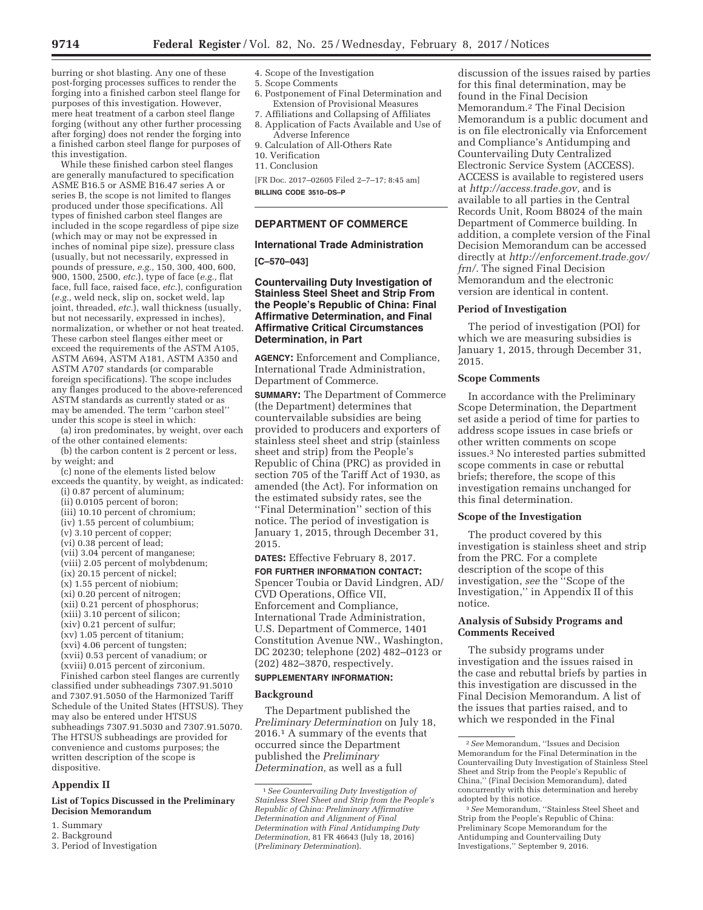burring or shot blasting. Any one of these post-forging processes suffices to render the forging into a finished carbon steel flange for purposes of this investigation. However, mere heat treatment of a carbon steel flange forging (without any other further processing after forging) does not render the forging into a finished carbon steel flange for purposes of this investigation.

While these finished carbon steel flanges are generally manufactured to specification ASME B16.5 or ASME B16.47 series A or series B, the scope is not limited to flanges produced under those specifications. All types of finished carbon steel flanges are included in the scope regardless of pipe size (which may or may not be expressed in inches of nominal pipe size), pressure class (usually, but not necessarily, expressed in pounds of pressure, *e.g.,* 150, 300, 400, 600, 900, 1500, 2500, *etc.*), type of face (*e.g.,* flat face, full face, raised face, *etc.*), configuration (*e.g.,* weld neck, slip on, socket weld, lap joint, threaded, *etc.*), wall thickness (usually, but not necessarily, expressed in inches), normalization, or whether or not heat treated. These carbon steel flanges either meet or exceed the requirements of the ASTM A105, ASTM A694, ASTM A181, ASTM A350 and ASTM A707 standards (or comparable foreign specifications). The scope includes any flanges produced to the above-referenced ASTM standards as currently stated or as may be amended. The term ''carbon steel'' under this scope is steel in which:

(a) iron predominates, by weight, over each of the other contained elements:

(b) the carbon content is 2 percent or less, by weight; and

(c) none of the elements listed below exceeds the quantity, by weight, as indicated:

(i) 0.87 percent of aluminum;
(ii) 0.0105 percent of boron;
(iii) 10.10 percent of chromium;
(iv) 1.55 percent of columbium;
(v) 3.10 percent of copper;
(vi) 0.38 percent of lead;
(vii) 3.04 percent of manganese;
(viii) 2.05 percent of molybdenum;
(ix) 20.15 percent of nickel;
(x) 1.55 percent of niobium;
(xi) 0.20 percent of nitrogen;
(xii) 0.21 percent of phosphorus;
(xiii) 3.10 percent of silicon;
(xiv) 0.21 percent of sulfur;
(xv) 1.05 percent of titanium;
(xvi) 4.06 percent of tungsten;
(xvii) 0.53 percent of vanadium; or
(xviii) 0.015 percent of zirconium.

Finished carbon steel flanges are currently classified under subheadings 7307.91.5010 and 7307.91.5050 of the Harmonized Tariff Schedule of the United States (HTSUS). They may also be entered under HTSUS subheadings 7307.91.5030 and 7307.91.5070. The HTSUS subheadings are provided for convenience and customs purposes; the written description of the scope is dispositive.

## Appendix II

### List of Topics Discussed in the Preliminary Decision Memorandum

1. Summary
2. Background
3. Period of Investigation
4. Scope of the Investigation
5. Scope Comments
6. Postponement of Final Determination and Extension of Provisional Measures
7. Affiliations and Collapsing of Affiliates
8. Application of Facts Available and Use of Adverse Inference
9. Calculation of All-Others Rate
10. Verification
11. Conclusion

[FR Doc. 2017–02605 Filed 2–7–17; 8:45 am]

**BILLING CODE 3510–DS–P**

---

## DEPARTMENT OF COMMERCE

### International Trade Administration

**[C–570–043]**

### Countervailing Duty Investigation of Stainless Steel Sheet and Strip From the People's Republic of China: Final Affirmative Determination, and Final Affirmative Critical Circumstances Determination, in Part

**AGENCY:** Enforcement and Compliance, International Trade Administration, Department of Commerce.

**SUMMARY:** The Department of Commerce (the Department) determines that countervailable subsidies are being provided to producers and exporters of stainless steel sheet and strip (stainless sheet and strip) from the People's Republic of China (PRC) as provided in section 705 of the Tariff Act of 1930, as amended (the Act). For information on the estimated subsidy rates, see the ''Final Determination'' section of this notice. The period of investigation is January 1, 2015, through December 31, 2015.

**DATES:** Effective February 8, 2017.

**FOR FURTHER INFORMATION CONTACT:** Spencer Toubia or David Lindgren, AD/CVD Operations, Office VII, Enforcement and Compliance, International Trade Administration, U.S. Department of Commerce, 1401 Constitution Avenue NW., Washington, DC 20230; telephone (202) 482–0123 or (202) 482–3870, respectively.

**SUPPLEMENTARY INFORMATION:**

#### Background

The Department published the *Preliminary Determination* on July 18, 2016.[1] A summary of the events that occurred since the Department published the *Preliminary Determination,* as well as a full discussion of the issues raised by parties for this final determination, may be found in the Final Decision Memorandum.[2] The Final Decision Memorandum is a public document and is on file electronically via Enforcement and Compliance's Antidumping and Countervailing Duty Centralized Electronic Service System (ACCESS). ACCESS is available to registered users at *http://access.trade.gov,* and is available to all parties in the Central Records Unit, Room B8024 of the main Department of Commerce building. In addition, a complete version of the Final Decision Memorandum can be accessed directly at *http://enforcement.trade.gov/frn/.* The signed Final Decision Memorandum and the electronic version are identical in content.

#### Period of Investigation

The period of investigation (POI) for which we are measuring subsidies is January 1, 2015, through December 31, 2015.

#### Scope Comments

In accordance with the Preliminary Scope Determination, the Department set aside a period of time for parties to address scope issues in case briefs or other written comments on scope issues.[3] No interested parties submitted scope comments in case or rebuttal briefs; therefore, the scope of this investigation remains unchanged for this final determination.

#### Scope of the Investigation

The product covered by this investigation is stainless sheet and strip from the PRC. For a complete description of the scope of this investigation, *see* the ''Scope of the Investigation,'' in Appendix II of this notice.

#### Analysis of Subsidy Programs and Comments Received

The subsidy programs under investigation and the issues raised in the case and rebuttal briefs by parties in this investigation are discussed in the Final Decision Memorandum. A list of the issues that parties raised, and to which we responded in the Final

---

[1] *See Countervailing Duty Investigation of Stainless Steel Sheet and Strip from the People's Republic of China: Preliminary Affirmative Determination and Alignment of Final Determination with Final Antidumping Duty Determination,* 81 FR 46643 (July 18, 2016) (*Preliminary Determination*).

[2] *See* Memorandum, ''Issues and Decision Memorandum for the Final Determination in the Countervailing Duty Investigation of Stainless Steel Sheet and Strip from the People's Republic of China,'' (Final Decision Memorandum), dated concurrently with this determination and hereby adopted by this notice.

[3] *See* Memorandum, ''Stainless Steel Sheet and Strip from the People's Republic of China: Preliminary Scope Memorandum for the Antidumping and Countervailing Duty Investigations,'' September 9, 2016.